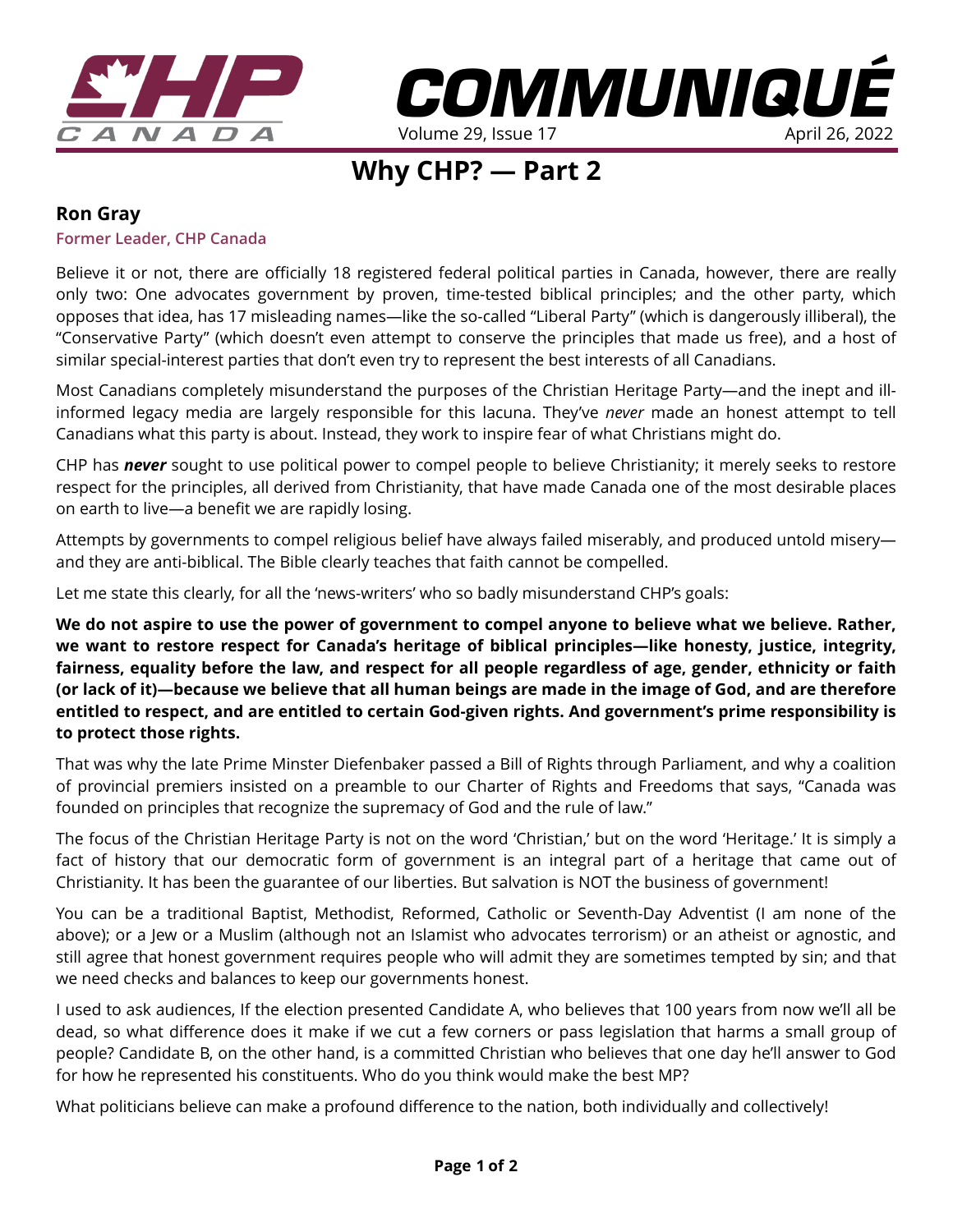# Why CHP? — Part 2

**Ron Gray**

**Former Leader, CHP Canada**

Believe it or not, there are officially 18 registered federal political parties in Canada, however, there are really only two: One advocates government by proven, time-tested biblical principles; and the other party, which opposes that idea, has 17 misleading names—like the so-called "Liberal Party" (which is dangerously illiberal), the "Conservative Party" (which doesn't even attempt to conserve the principles that made us free), and a host of similar special-interest parties that don't even try to represent the best interests of all Canadians.

Most Canadians completely misunderstand the purposes of the Christian Heritage Party—and the inept and ill-informed legacy media are largely responsible for this lacuna. They've *never* made an honest attempt to tell Canadians what this party is about. Instead, they work to inspire fear of what Christians might do.

CHP has ***never*** sought to use political power to compel people to believe Christianity; it merely seeks to restore respect for the principles, all derived from Christianity, that have made Canada one of the most desirable places on earth to live—a benefit we are rapidly losing.

Attempts by governments to compel religious belief have always failed miserably, and produced untold misery—and they are anti-biblical. The Bible clearly teaches that faith cannot be compelled.

Let me state this clearly, for all the 'news-writers' who so badly misunderstand CHP's goals:

**We do not aspire to use the power of government to compel anyone to believe what we believe. Rather, we want to restore respect for Canada's heritage of biblical principles—like honesty, justice, integrity, fairness, equality before the law, and respect for all people regardless of age, gender, ethnicity or faith (or lack of it)—because we believe that all human beings are made in the image of God, and are therefore entitled to respect, and are entitled to certain God-given rights. And government's prime responsibility is to protect those rights.**

That was why the late Prime Minster Diefenbaker passed a Bill of Rights through Parliament, and why a coalition of provincial premiers insisted on a preamble to our Charter of Rights and Freedoms that says, "Canada was founded on principles that recognize the supremacy of God and the rule of law."

The focus of the Christian Heritage Party is not on the word 'Christian,' but on the word 'Heritage.' It is simply a fact of history that our democratic form of government is an integral part of a heritage that came out of Christianity. It has been the guarantee of our liberties. But salvation is NOT the business of government!

You can be a traditional Baptist, Methodist, Reformed, Catholic or Seventh-Day Adventist (I am none of the above); or a Jew or a Muslim (although not an Islamist who advocates terrorism) or an atheist or agnostic, and still agree that honest government requires people who will admit they are sometimes tempted by sin; and that we need checks and balances to keep our governments honest.

I used to ask audiences, If the election presented Candidate A, who believes that 100 years from now we'll all be dead, so what difference does it make if we cut a few corners or pass legislation that harms a small group of people? Candidate B, on the other hand, is a committed Christian who believes that one day he'll answer to God for how he represented his constituents. Who do you think would make the best MP?

What politicians believe can make a profound difference to the nation, both individually and collectively!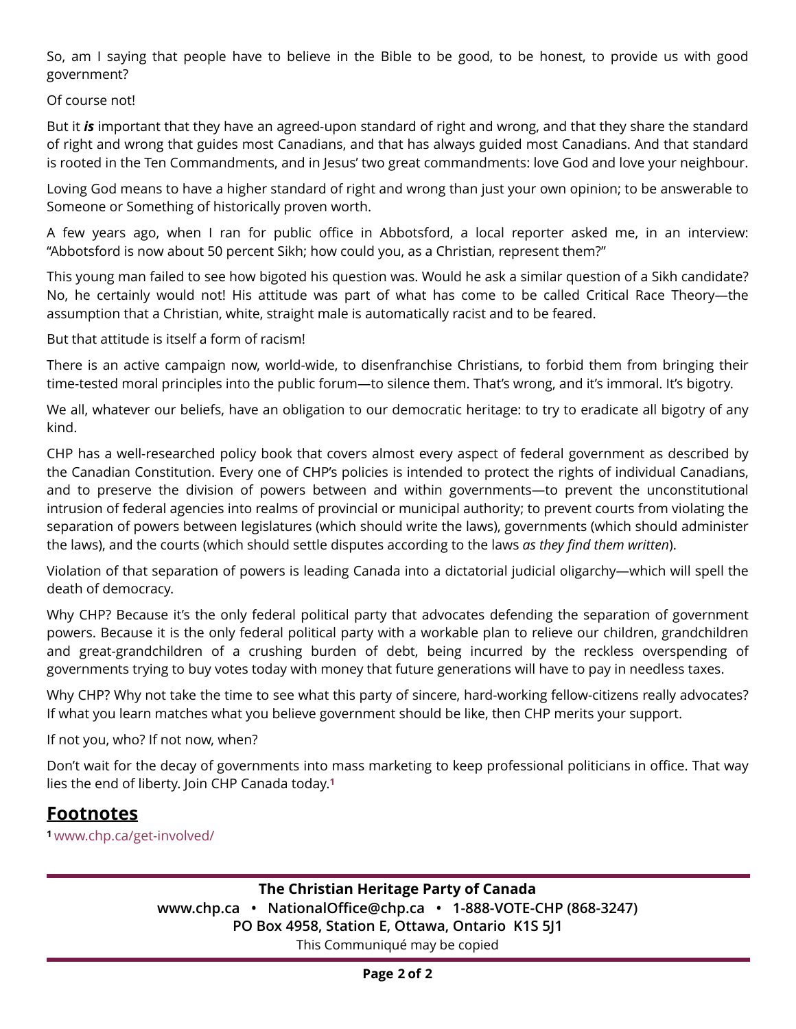So, am I saying that people have to believe in the Bible to be good, to be honest, to provide us with good government?

Of course not!

But it ***is*** important that they have an agreed-upon standard of right and wrong, and that they share the standard of right and wrong that guides most Canadians, and that has always guided most Canadians. And that standard is rooted in the Ten Commandments, and in Jesus' two great commandments: love God and love your neighbour.

Loving God means to have a higher standard of right and wrong than just your own opinion; to be answerable to Someone or Something of historically proven worth.

A few years ago, when I ran for public office in Abbotsford, a local reporter asked me, in an interview: "Abbotsford is now about 50 percent Sikh; how could you, as a Christian, represent them?"

This young man failed to see how bigoted his question was. Would he ask a similar question of a Sikh candidate? No, he certainly would not! His attitude was part of what has come to be called Critical Race Theory—the assumption that a Christian, white, straight male is automatically racist and to be feared.

But that attitude is itself a form of racism!

There is an active campaign now, world-wide, to disenfranchise Christians, to forbid them from bringing their time-tested moral principles into the public forum—to silence them. That's wrong, and it's immoral. It's bigotry.

We all, whatever our beliefs, have an obligation to our democratic heritage: to try to eradicate all bigotry of any kind.

CHP has a well-researched policy book that covers almost every aspect of federal government as described by the Canadian Constitution. Every one of CHP's policies is intended to protect the rights of individual Canadians, and to preserve the division of powers between and within governments—to prevent the unconstitutional intrusion of federal agencies into realms of provincial or municipal authority; to prevent courts from violating the separation of powers between legislatures (which should write the laws), governments (which should administer the laws), and the courts (which should settle disputes according to the laws *as they find them written*).

Violation of that separation of powers is leading Canada into a dictatorial judicial oligarchy—which will spell the death of democracy.

Why CHP? Because it's the only federal political party that advocates defending the separation of government powers. Because it is the only federal political party with a workable plan to relieve our children, grandchildren and great-grandchildren of a crushing burden of debt, being incurred by the reckless overspending of governments trying to buy votes today with money that future generations will have to pay in needless taxes.

Why CHP? Why not take the time to see what this party of sincere, hard-working fellow-citizens really advocates? If what you learn matches what you believe government should be like, then CHP merits your support.

If not you, who? If not now, when?

Don't wait for the decay of governments into mass marketing to keep professional politicians in office. That way lies the end of liberty. Join CHP Canada today.[1]

## Footnotes

[1] www.chp.ca/get-involved/

**The Christian Heritage Party of Canada**
**www.chp.ca • NationalOffice@chp.ca • 1-888-VOTE-CHP (868-3247)**
**PO Box 4958, Station E, Ottawa, Ontario K1S 5J1**
This Communiqué may be copied